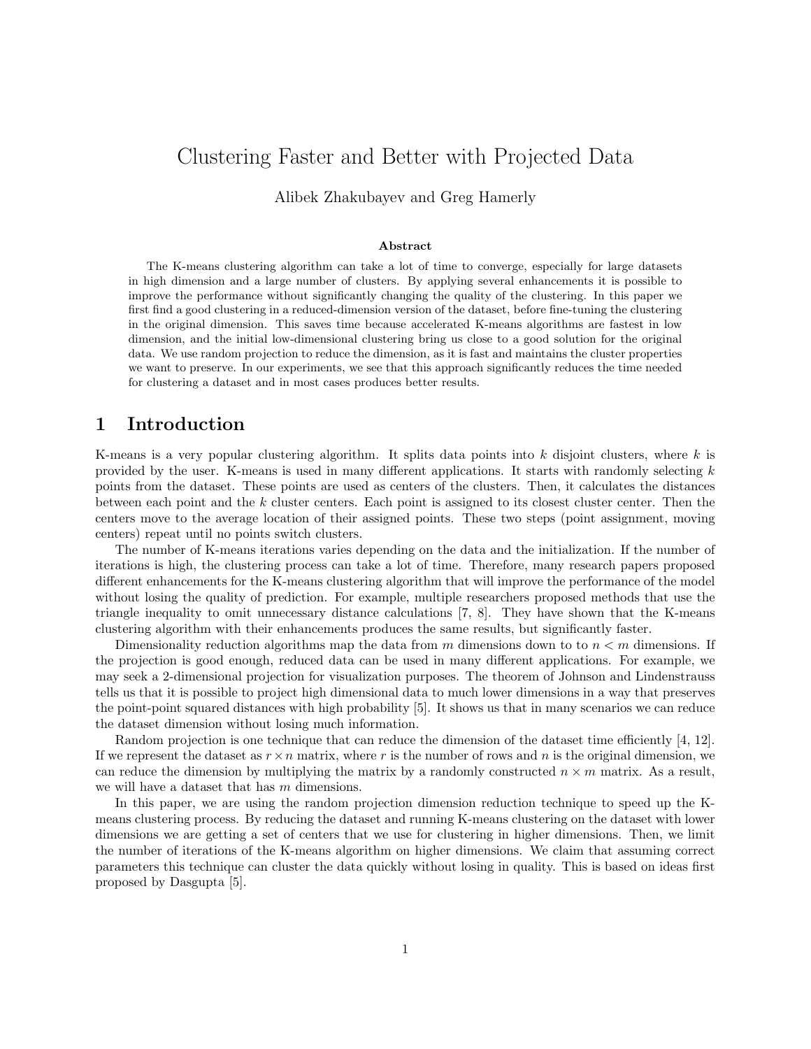# Clustering Faster and Better with Projected Data

Alibek Zhakubayev and Greg Hamerly

**Abstract**

The K-means clustering algorithm can take a lot of time to converge, especially for large datasets in high dimension and a large number of clusters. By applying several enhancements it is possible to improve the performance without significantly changing the quality of the clustering. In this paper we first find a good clustering in a reduced-dimension version of the dataset, before fine-tuning the clustering in the original dimension. This saves time because accelerated K-means algorithms are fastest in low dimension, and the initial low-dimensional clustering bring us close to a good solution for the original data. We use random projection to reduce the dimension, as it is fast and maintains the cluster properties we want to preserve. In our experiments, we see that this approach significantly reduces the time needed for clustering a dataset and in most cases produces better results.

## 1 Introduction

K-means is a very popular clustering algorithm. It splits data points into $k$ disjoint clusters, where $k$ is provided by the user. K-means is used in many different applications. It starts with randomly selecting $k$ points from the dataset. These points are used as centers of the clusters. Then, it calculates the distances between each point and the $k$ cluster centers. Each point is assigned to its closest cluster center. Then the centers move to the average location of their assigned points. These two steps (point assignment, moving centers) repeat until no points switch clusters.

The number of K-means iterations varies depending on the data and the initialization. If the number of iterations is high, the clustering process can take a lot of time. Therefore, many research papers proposed different enhancements for the K-means clustering algorithm that will improve the performance of the model without losing the quality of prediction. For example, multiple researchers proposed methods that use the triangle inequality to omit unnecessary distance calculations [7, 8]. They have shown that the K-means clustering algorithm with their enhancements produces the same results, but significantly faster.

Dimensionality reduction algorithms map the data from $m$ dimensions down to to $n < m$ dimensions. If the projection is good enough, reduced data can be used in many different applications. For example, we may seek a 2-dimensional projection for visualization purposes. The theorem of Johnson and Lindenstrauss tells us that it is possible to project high dimensional data to much lower dimensions in a way that preserves the point-point squared distances with high probability [5]. It shows us that in many scenarios we can reduce the dataset dimension without losing much information.

Random projection is one technique that can reduce the dimension of the dataset time efficiently [4, 12]. If we represent the dataset as $r \times n$ matrix, where $r$ is the number of rows and $n$ is the original dimension, we can reduce the dimension by multiplying the matrix by a randomly constructed $n \times m$ matrix. As a result, we will have a dataset that has $m$ dimensions.

In this paper, we are using the random projection dimension reduction technique to speed up the K-means clustering process. By reducing the dataset and running K-means clustering on the dataset with lower dimensions we are getting a set of centers that we use for clustering in higher dimensions. Then, we limit the number of iterations of the K-means algorithm on higher dimensions. We claim that assuming correct parameters this technique can cluster the data quickly without losing in quality. This is based on ideas first proposed by Dasgupta [5].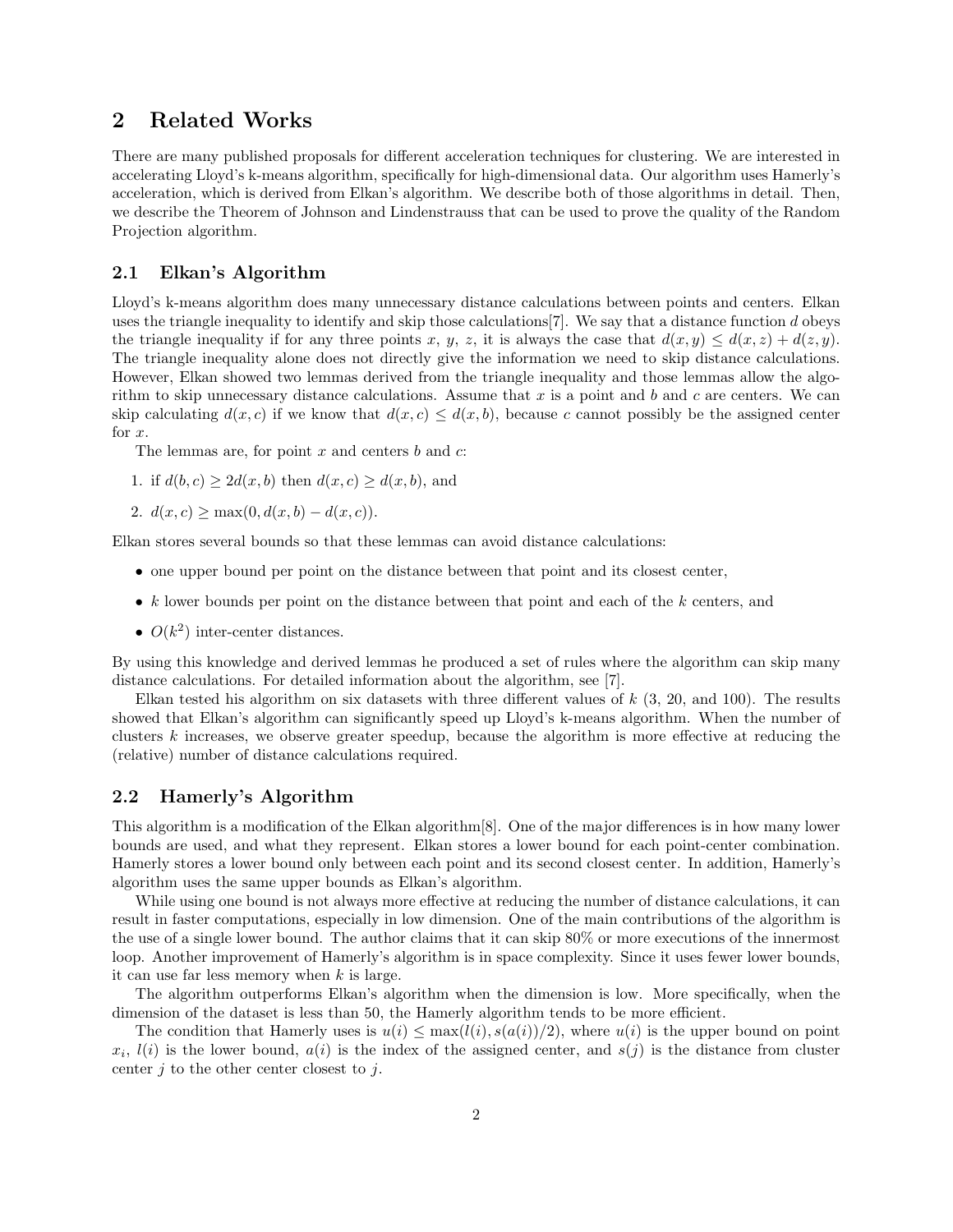## 2 Related Works

There are many published proposals for different acceleration techniques for clustering. We are interested in accelerating Lloyd's k-means algorithm, specifically for high-dimensional data. Our algorithm uses Hamerly's acceleration, which is derived from Elkan's algorithm. We describe both of those algorithms in detail. Then, we describe the Theorem of Johnson and Lindenstrauss that can be used to prove the quality of the Random Projection algorithm.

### 2.1 Elkan's Algorithm

Lloyd's k-means algorithm does many unnecessary distance calculations between points and centers. Elkan uses the triangle inequality to identify and skip those calculations[7]. We say that a distance function $d$ obeys the triangle inequality if for any three points $x$, $y$, $z$, it is always the case that $d(x, y) \leq d(x, z) + d(z, y)$. The triangle inequality alone does not directly give the information we need to skip distance calculations. However, Elkan showed two lemmas derived from the triangle inequality and those lemmas allow the algorithm to skip unnecessary distance calculations. Assume that $x$ is a point and $b$ and $c$ are centers. We can skip calculating $d(x, c)$ if we know that $d(x, c) \leq d(x, b)$, because $c$ cannot possibly be the assigned center for $x$.

The lemmas are, for point $x$ and centers $b$ and $c$:

1. if $d(b, c) \geq 2d(x, b)$ then $d(x, c) \geq d(x, b)$, and
2. $d(x, c) \geq \max(0, d(x, b) - d(x, c))$.

Elkan stores several bounds so that these lemmas can avoid distance calculations:

- one upper bound per point on the distance between that point and its closest center,
- $k$ lower bounds per point on the distance between that point and each of the $k$ centers, and
- $O(k^2)$ inter-center distances.

By using this knowledge and derived lemmas he produced a set of rules where the algorithm can skip many distance calculations. For detailed information about the algorithm, see [7].

Elkan tested his algorithm on six datasets with three different values of $k$ (3, 20, and 100). The results showed that Elkan's algorithm can significantly speed up Lloyd's k-means algorithm. When the number of clusters $k$ increases, we observe greater speedup, because the algorithm is more effective at reducing the (relative) number of distance calculations required.

### 2.2 Hamerly's Algorithm

This algorithm is a modification of the Elkan algorithm[8]. One of the major differences is in how many lower bounds are used, and what they represent. Elkan stores a lower bound for each point-center combination. Hamerly stores a lower bound only between each point and its second closest center. In addition, Hamerly's algorithm uses the same upper bounds as Elkan's algorithm.

While using one bound is not always more effective at reducing the number of distance calculations, it can result in faster computations, especially in low dimension. One of the main contributions of the algorithm is the use of a single lower bound. The author claims that it can skip 80% or more executions of the innermost loop. Another improvement of Hamerly's algorithm is in space complexity. Since it uses fewer lower bounds, it can use far less memory when $k$ is large.

The algorithm outperforms Elkan's algorithm when the dimension is low. More specifically, when the dimension of the dataset is less than 50, the Hamerly algorithm tends to be more efficient.

The condition that Hamerly uses is $u(i) \leq \max(l(i), s(a(i))/2)$, where $u(i)$ is the upper bound on point $x_i$, $l(i)$ is the lower bound, $a(i)$ is the index of the assigned center, and $s(j)$ is the distance from cluster center $j$ to the other center closest to $j$.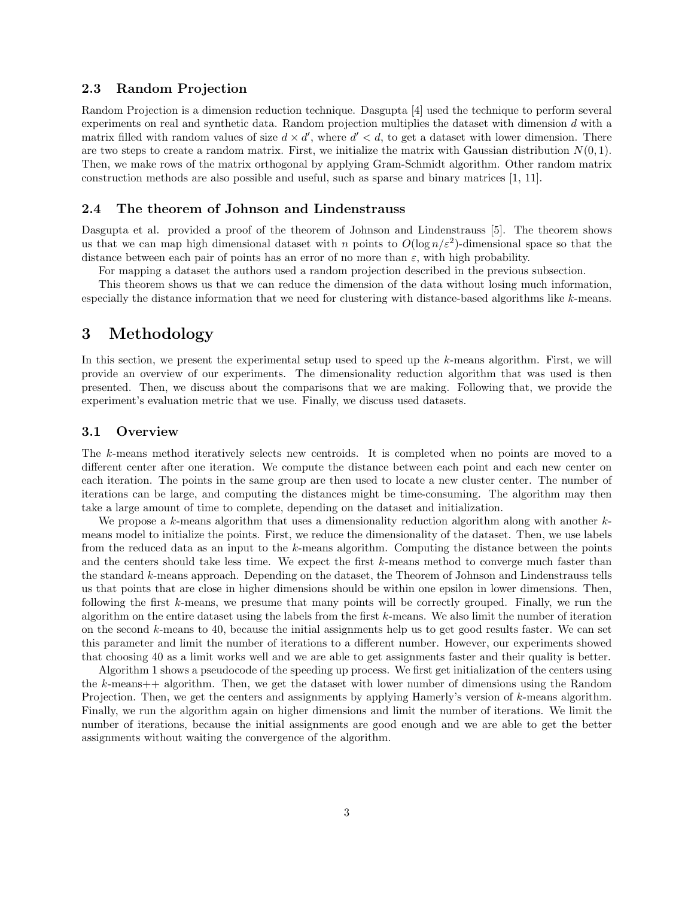### 2.3 Random Projection

Random Projection is a dimension reduction technique. Dasgupta [4] used the technique to perform several experiments on real and synthetic data. Random projection multiplies the dataset with dimension $d$ with a matrix filled with random values of size $d \times d'$, where $d' < d$, to get a dataset with lower dimension. There are two steps to create a random matrix. First, we initialize the matrix with Gaussian distribution $N(0, 1)$. Then, we make rows of the matrix orthogonal by applying Gram-Schmidt algorithm. Other random matrix construction methods are also possible and useful, such as sparse and binary matrices [1, 11].

### 2.4 The theorem of Johnson and Lindenstrauss

Dasgupta et al. provided a proof of the theorem of Johnson and Lindenstrauss [5]. The theorem shows us that we can map high dimensional dataset with $n$ points to $O(\log n/\varepsilon^2)$-dimensional space so that the distance between each pair of points has an error of no more than $\varepsilon$, with high probability.

For mapping a dataset the authors used a random projection described in the previous subsection.

This theorem shows us that we can reduce the dimension of the data without losing much information, especially the distance information that we need for clustering with distance-based algorithms like $k$-means.

## 3 Methodology

In this section, we present the experimental setup used to speed up the $k$-means algorithm. First, we will provide an overview of our experiments. The dimensionality reduction algorithm that was used is then presented. Then, we discuss about the comparisons that we are making. Following that, we provide the experiment's evaluation metric that we use. Finally, we discuss used datasets.

### 3.1 Overview

The $k$-means method iteratively selects new centroids. It is completed when no points are moved to a different center after one iteration. We compute the distance between each point and each new center on each iteration. The points in the same group are then used to locate a new cluster center. The number of iterations can be large, and computing the distances might be time-consuming. The algorithm may then take a large amount of time to complete, depending on the dataset and initialization.

We propose a $k$-means algorithm that uses a dimensionality reduction algorithm along with another $k$-means model to initialize the points. First, we reduce the dimensionality of the dataset. Then, we use labels from the reduced data as an input to the $k$-means algorithm. Computing the distance between the points and the centers should take less time. We expect the first $k$-means method to converge much faster than the standard $k$-means approach. Depending on the dataset, the Theorem of Johnson and Lindenstrauss tells us that points that are close in higher dimensions should be within one epsilon in lower dimensions. Then, following the first $k$-means, we presume that many points will be correctly grouped. Finally, we run the algorithm on the entire dataset using the labels from the first $k$-means. We also limit the number of iteration on the second $k$-means to 40, because the initial assignments help us to get good results faster. We can set this parameter and limit the number of iterations to a different number. However, our experiments showed that choosing 40 as a limit works well and we are able to get assignments faster and their quality is better.

Algorithm 1 shows a pseudocode of the speeding up process. We first get initialization of the centers using the $k$-means++ algorithm. Then, we get the dataset with lower number of dimensions using the Random Projection. Then, we get the centers and assignments by applying Hamerly's version of $k$-means algorithm. Finally, we run the algorithm again on higher dimensions and limit the number of iterations. We limit the number of iterations, because the initial assignments are good enough and we are able to get the better assignments without waiting the convergence of the algorithm.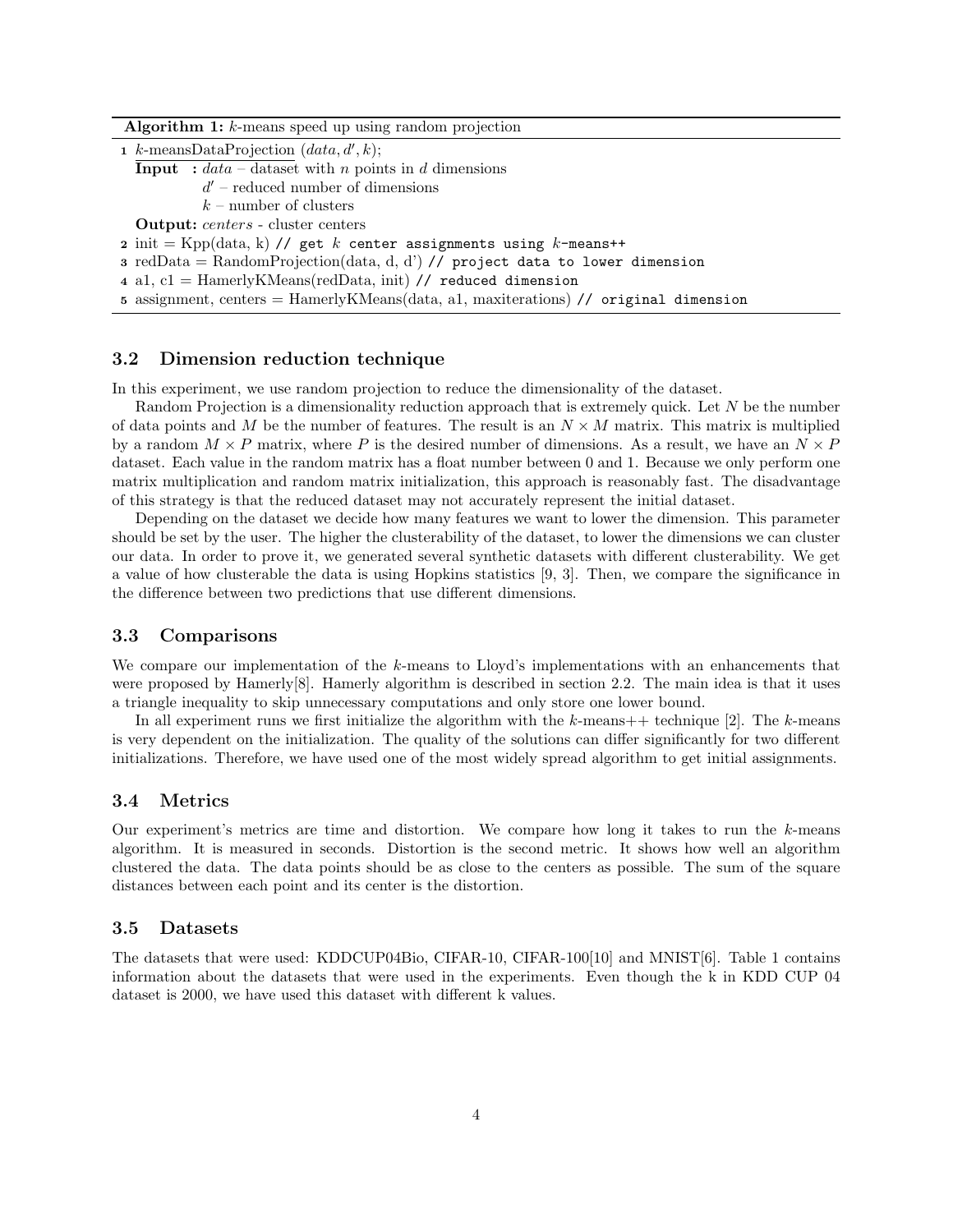**Algorithm 1:** $k$-means speed up using random projection

```
1 k-meansDataProjection (data, d', k);
  Input  : data – dataset with n points in d dimensions
           d' – reduced number of dimensions
           k – number of clusters
  Output: centers - cluster centers
2 init = Kpp(data, k) // get k center assignments using k-means++
3 redData = RandomProjection(data, d, d') // project data to lower dimension
4 a1, c1 = HamerlyKMeans(redData, init) // reduced dimension
5 assignment, centers = HamerlyKMeans(data, a1, maxiterations) // original dimension
```

### 3.2 Dimension reduction technique

In this experiment, we use random projection to reduce the dimensionality of the dataset.

Random Projection is a dimensionality reduction approach that is extremely quick. Let $N$ be the number of data points and $M$ be the number of features. The result is an $N \times M$ matrix. This matrix is multiplied by a random $M \times P$ matrix, where $P$ is the desired number of dimensions. As a result, we have an $N \times P$ dataset. Each value in the random matrix has a float number between 0 and 1. Because we only perform one matrix multiplication and random matrix initialization, this approach is reasonably fast. The disadvantage of this strategy is that the reduced dataset may not accurately represent the initial dataset.

Depending on the dataset we decide how many features we want to lower the dimension. This parameter should be set by the user. The higher the clusterability of the dataset, to lower the dimensions we can cluster our data. In order to prove it, we generated several synthetic datasets with different clusterability. We get a value of how clusterable the data is using Hopkins statistics [9, 3]. Then, we compare the significance in the difference between two predictions that use different dimensions.

### 3.3 Comparisons

We compare our implementation of the $k$-means to Lloyd's implementations with an enhancements that were proposed by Hamerly[8]. Hamerly algorithm is described in section 2.2. The main idea is that it uses a triangle inequality to skip unnecessary computations and only store one lower bound.

In all experiment runs we first initialize the algorithm with the $k$-means++ technique [2]. The $k$-means is very dependent on the initialization. The quality of the solutions can differ significantly for two different initializations. Therefore, we have used one of the most widely spread algorithm to get initial assignments.

### 3.4 Metrics

Our experiment's metrics are time and distortion. We compare how long it takes to run the $k$-means algorithm. It is measured in seconds. Distortion is the second metric. It shows how well an algorithm clustered the data. The data points should be as close to the centers as possible. The sum of the square distances between each point and its center is the distortion.

### 3.5 Datasets

The datasets that were used: KDDCUP04Bio, CIFAR-10, CIFAR-100[10] and MNIST[6]. Table 1 contains information about the datasets that were used in the experiments. Even though the k in KDD CUP 04 dataset is 2000, we have used this dataset with different k values.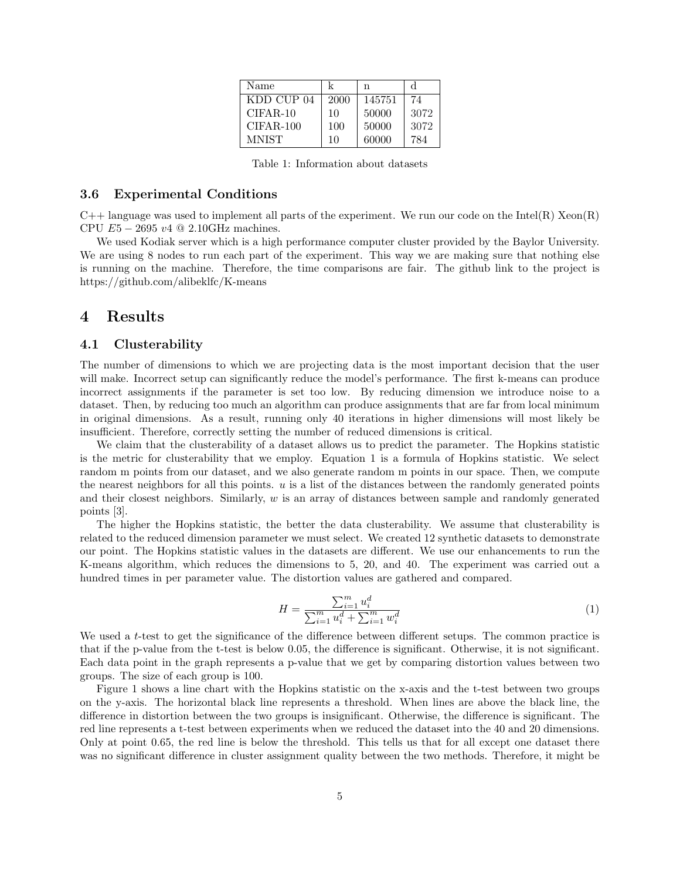| Name | k | n | d |
| --- | --- | --- | --- |
| KDD CUP 04 | 2000 | 145751 | 74 |
| CIFAR-10 | 10 | 50000 | 3072 |
| CIFAR-100 | 100 | 50000 | 3072 |
| MNIST | 10 | 60000 | 784 |

Table 1: Information about datasets

### 3.6 Experimental Conditions

C++ language was used to implement all parts of the experiment. We run our code on the Intel(R) Xeon(R) CPU $E5-2695$ $v4$ @ 2.10GHz machines.

We used Kodiak server which is a high performance computer cluster provided by the Baylor University. We are using 8 nodes to run each part of the experiment. This way we are making sure that nothing else is running on the machine. Therefore, the time comparisons are fair. The github link to the project is https://github.com/alibeklfc/K-means

## 4 Results

### 4.1 Clusterability

The number of dimensions to which we are projecting data is the most important decision that the user will make. Incorrect setup can significantly reduce the model's performance. The first k-means can produce incorrect assignments if the parameter is set too low. By reducing dimension we introduce noise to a dataset. Then, by reducing too much an algorithm can produce assignments that are far from local minimum in original dimensions. As a result, running only 40 iterations in higher dimensions will most likely be insufficient. Therefore, correctly setting the number of reduced dimensions is critical.

We claim that the clusterability of a dataset allows us to predict the parameter. The Hopkins statistic is the metric for clusterability that we employ. Equation 1 is a formula of Hopkins statistic. We select random m points from our dataset, and we also generate random m points in our space. Then, we compute the nearest neighbors for all this points. $u$ is a list of the distances between the randomly generated points and their closest neighbors. Similarly, $w$ is an array of distances between sample and randomly generated points [3].

The higher the Hopkins statistic, the better the data clusterability. We assume that clusterability is related to the reduced dimension parameter we must select. We created 12 synthetic datasets to demonstrate our point. The Hopkins statistic values in the datasets are different. We use our enhancements to run the K-means algorithm, which reduces the dimensions to 5, 20, and 40. The experiment was carried out a hundred times in per parameter value. The distortion values are gathered and compared.

$$H = \frac{\sum_{i=1}^{m} u_i^d}{\sum_{i=1}^{m} u_i^d + \sum_{i=1}^{m} w_i^d} \tag{1}$$

We used a $t$-test to get the significance of the difference between different setups. The common practice is that if the p-value from the t-test is below 0.05, the difference is significant. Otherwise, it is not significant. Each data point in the graph represents a p-value that we get by comparing distortion values between two groups. The size of each group is 100.

Figure 1 shows a line chart with the Hopkins statistic on the x-axis and the t-test between two groups on the y-axis. The horizontal black line represents a threshold. When lines are above the black line, the difference in distortion between the two groups is insignificant. Otherwise, the difference is significant. The red line represents a t-test between experiments when we reduced the dataset into the 40 and 20 dimensions. Only at point 0.65, the red line is below the threshold. This tells us that for all except one dataset there was no significant difference in cluster assignment quality between the two methods. Therefore, it might be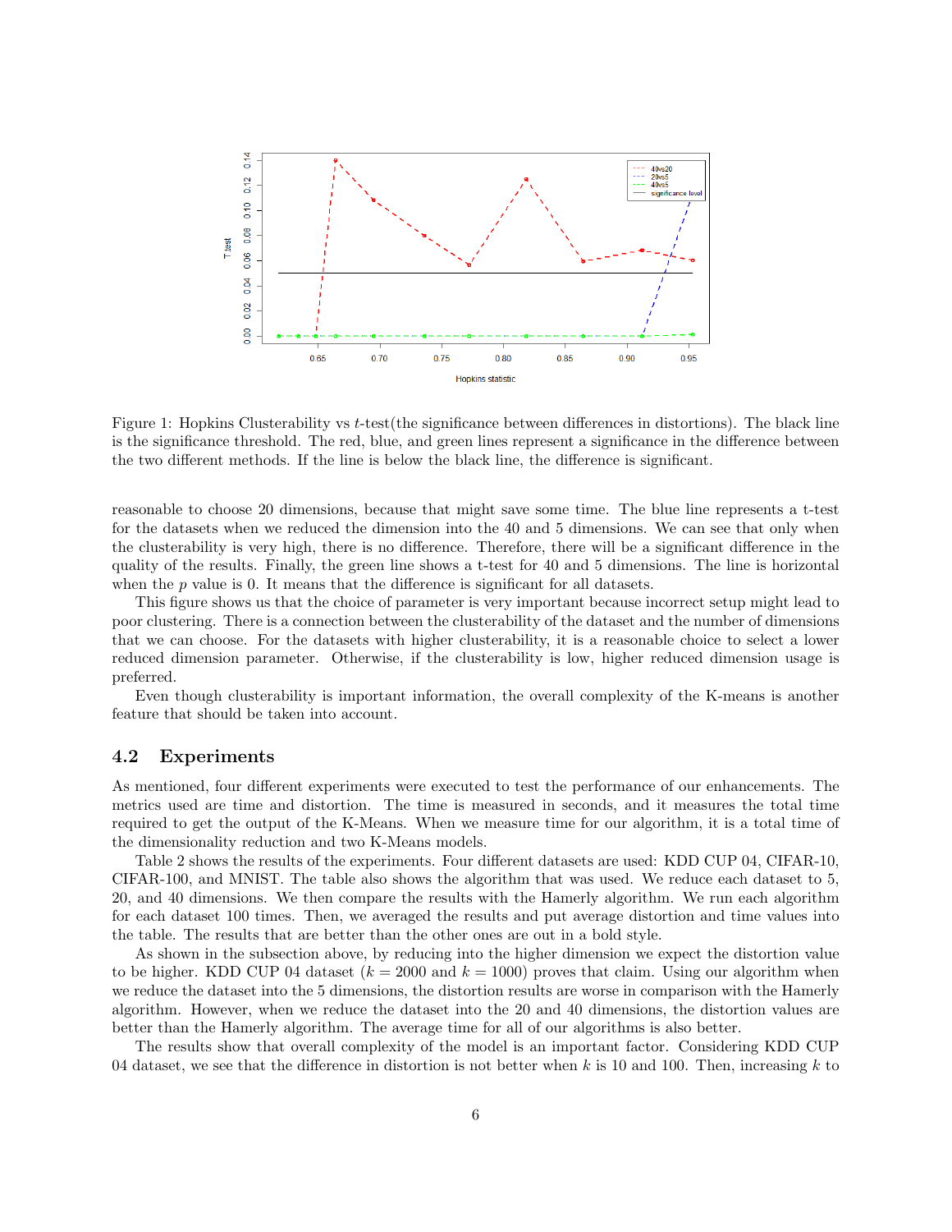Figure 1: Hopkins Clusterability vs $t$-test(the significance between differences in distortions). The black line is the significance threshold. The red, blue, and green lines represent a significance in the difference between the two different methods. If the line is below the black line, the difference is significant.

reasonable to choose 20 dimensions, because that might save some time. The blue line represents a t-test for the datasets when we reduced the dimension into the 40 and 5 dimensions. We can see that only when the clusterability is very high, there is no difference. Therefore, there will be a significant difference in the quality of the results. Finally, the green line shows a t-test for 40 and 5 dimensions. The line is horizontal when the $p$ value is 0. It means that the difference is significant for all datasets.

This figure shows us that the choice of parameter is very important because incorrect setup might lead to poor clustering. There is a connection between the clusterability of the dataset and the number of dimensions that we can choose. For the datasets with higher clusterability, it is a reasonable choice to select a lower reduced dimension parameter. Otherwise, if the clusterability is low, higher reduced dimension usage is preferred.

Even though clusterability is important information, the overall complexity of the K-means is another feature that should be taken into account.

## 4.2 Experiments

As mentioned, four different experiments were executed to test the performance of our enhancements. The metrics used are time and distortion. The time is measured in seconds, and it measures the total time required to get the output of the K-Means. When we measure time for our algorithm, it is a total time of the dimensionality reduction and two K-Means models.

Table 2 shows the results of the experiments. Four different datasets are used: KDD CUP 04, CIFAR-10, CIFAR-100, and MNIST. The table also shows the algorithm that was used. We reduce each dataset to 5, 20, and 40 dimensions. We then compare the results with the Hamerly algorithm. We run each algorithm for each dataset 100 times. Then, we averaged the results and put average distortion and time values into the table. The results that are better than the other ones are out in a bold style.

As shown in the subsection above, by reducing into the higher dimension we expect the distortion value to be higher. KDD CUP 04 dataset ($k = 2000$ and $k = 1000$) proves that claim. Using our algorithm when we reduce the dataset into the 5 dimensions, the distortion results are worse in comparison with the Hamerly algorithm. However, when we reduce the dataset into the 20 and 40 dimensions, the distortion values are better than the Hamerly algorithm. The average time for all of our algorithms is also better.

The results show that overall complexity of the model is an important factor. Considering KDD CUP 04 dataset, we see that the difference in distortion is not better when $k$ is 10 and 100. Then, increasing $k$ to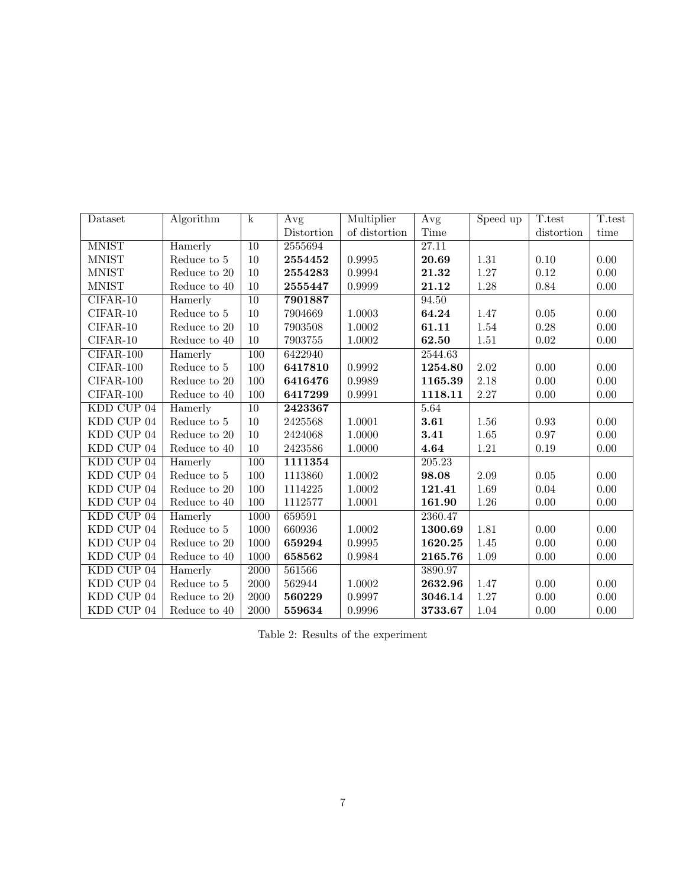| Dataset | Algorithm | k | Avg Distortion | Multiplier of distortion | Avg Time | Speed up | T.test distortion | T.test time |
|---|---|---|---|---|---|---|---|---|
| MNIST | Hamerly | 10 | 2555694 | | 27.11 | | | |
| MNIST | Reduce to 5 | 10 | **2554452** | 0.9995 | **20.69** | 1.31 | 0.10 | 0.00 |
| MNIST | Reduce to 20 | 10 | **2554283** | 0.9994 | **21.32** | 1.27 | 0.12 | 0.00 |
| MNIST | Reduce to 40 | 10 | **2555447** | 0.9999 | **21.12** | 1.28 | 0.84 | 0.00 |
| CIFAR-10 | Hamerly | 10 | **7901887** | | 94.50 | | | |
| CIFAR-10 | Reduce to 5 | 10 | 7904669 | 1.0003 | **64.24** | 1.47 | 0.05 | 0.00 |
| CIFAR-10 | Reduce to 20 | 10 | 7903508 | 1.0002 | **61.11** | 1.54 | 0.28 | 0.00 |
| CIFAR-10 | Reduce to 40 | 10 | 7903755 | 1.0002 | **62.50** | 1.51 | 0.02 | 0.00 |
| CIFAR-100 | Hamerly | 100 | 6422940 | | 2544.63 | | | |
| CIFAR-100 | Reduce to 5 | 100 | **6417810** | 0.9992 | **1254.80** | 2.02 | 0.00 | 0.00 |
| CIFAR-100 | Reduce to 20 | 100 | **6416476** | 0.9989 | **1165.39** | 2.18 | 0.00 | 0.00 |
| CIFAR-100 | Reduce to 40 | 100 | **6417299** | 0.9991 | **1118.11** | 2.27 | 0.00 | 0.00 |
| KDD CUP 04 | Hamerly | 10 | **2423367** | | 5.64 | | | |
| KDD CUP 04 | Reduce to 5 | 10 | 2425568 | 1.0001 | **3.61** | 1.56 | 0.93 | 0.00 |
| KDD CUP 04 | Reduce to 20 | 10 | 2424068 | 1.0000 | **3.41** | 1.65 | 0.97 | 0.00 |
| KDD CUP 04 | Reduce to 40 | 10 | 2423586 | 1.0000 | **4.64** | 1.21 | 0.19 | 0.00 |
| KDD CUP 04 | Hamerly | 100 | **1111354** | | 205.23 | | | |
| KDD CUP 04 | Reduce to 5 | 100 | 1113860 | 1.0002 | **98.08** | 2.09 | 0.05 | 0.00 |
| KDD CUP 04 | Reduce to 20 | 100 | 1114225 | 1.0002 | **121.41** | 1.69 | 0.04 | 0.00 |
| KDD CUP 04 | Reduce to 40 | 100 | 1112577 | 1.0001 | **161.90** | 1.26 | 0.00 | 0.00 |
| KDD CUP 04 | Hamerly | 1000 | 659591 | | 2360.47 | | | |
| KDD CUP 04 | Reduce to 5 | 1000 | 660936 | 1.0002 | **1300.69** | 1.81 | 0.00 | 0.00 |
| KDD CUP 04 | Reduce to 20 | 1000 | **659294** | 0.9995 | **1620.25** | 1.45 | 0.00 | 0.00 |
| KDD CUP 04 | Reduce to 40 | 1000 | **658562** | 0.9984 | **2165.76** | 1.09 | 0.00 | 0.00 |
| KDD CUP 04 | Hamerly | 2000 | 561566 | | 3890.97 | | | |
| KDD CUP 04 | Reduce to 5 | 2000 | 562944 | 1.0002 | **2632.96** | 1.47 | 0.00 | 0.00 |
| KDD CUP 04 | Reduce to 20 | 2000 | **560229** | 0.9997 | **3046.14** | 1.27 | 0.00 | 0.00 |
| KDD CUP 04 | Reduce to 40 | 2000 | **559634** | 0.9996 | **3733.67** | 1.04 | 0.00 | 0.00 |

Table 2: Results of the experiment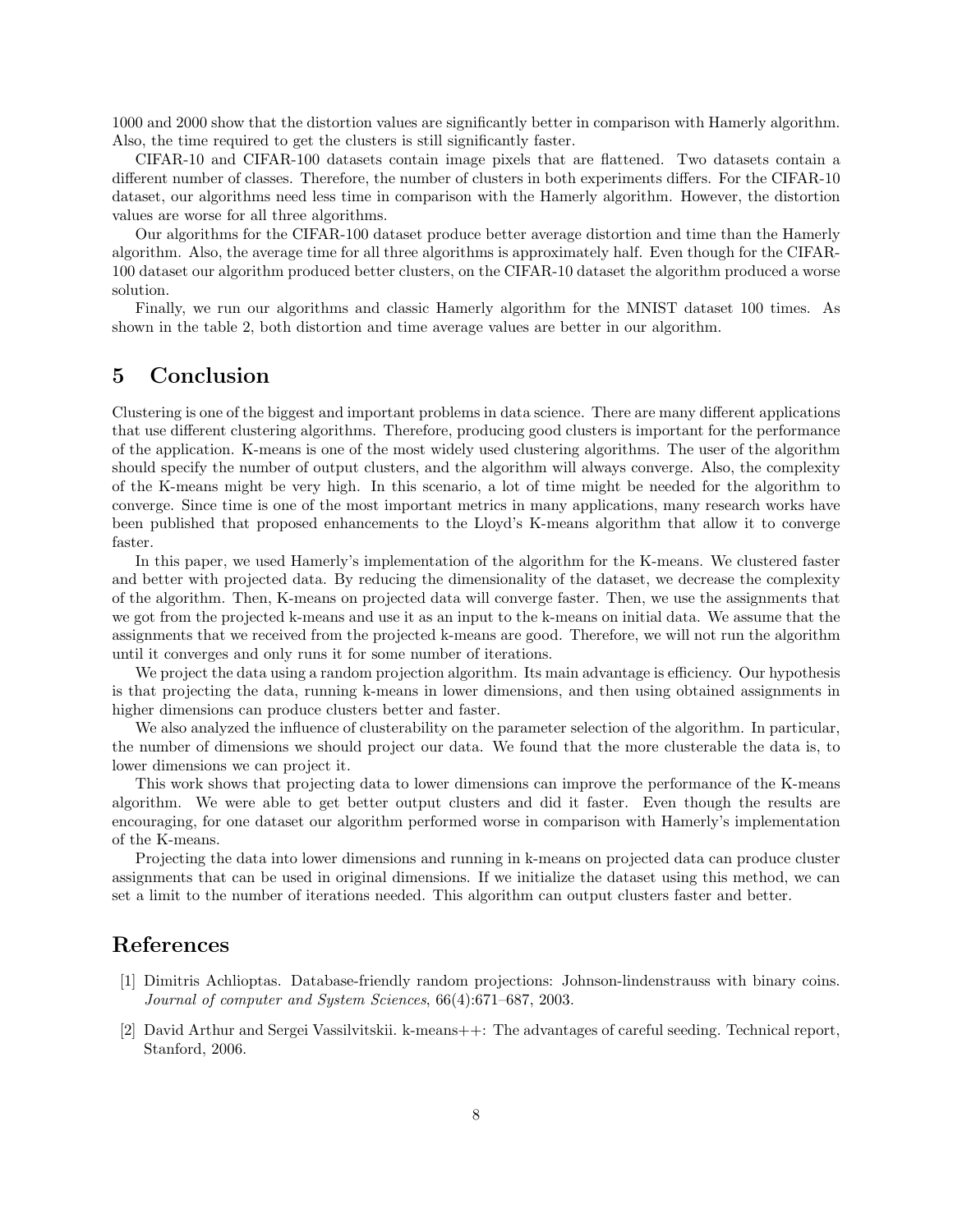1000 and 2000 show that the distortion values are significantly better in comparison with Hamerly algorithm. Also, the time required to get the clusters is still significantly faster.

CIFAR-10 and CIFAR-100 datasets contain image pixels that are flattened. Two datasets contain a different number of classes. Therefore, the number of clusters in both experiments differs. For the CIFAR-10 dataset, our algorithms need less time in comparison with the Hamerly algorithm. However, the distortion values are worse for all three algorithms.

Our algorithms for the CIFAR-100 dataset produce better average distortion and time than the Hamerly algorithm. Also, the average time for all three algorithms is approximately half. Even though for the CIFAR-100 dataset our algorithm produced better clusters, on the CIFAR-10 dataset the algorithm produced a worse solution.

Finally, we run our algorithms and classic Hamerly algorithm for the MNIST dataset 100 times. As shown in the table 2, both distortion and time average values are better in our algorithm.

## 5 Conclusion

Clustering is one of the biggest and important problems in data science. There are many different applications that use different clustering algorithms. Therefore, producing good clusters is important for the performance of the application. K-means is one of the most widely used clustering algorithms. The user of the algorithm should specify the number of output clusters, and the algorithm will always converge. Also, the complexity of the K-means might be very high. In this scenario, a lot of time might be needed for the algorithm to converge. Since time is one of the most important metrics in many applications, many research works have been published that proposed enhancements to the Lloyd's K-means algorithm that allow it to converge faster.

In this paper, we used Hamerly's implementation of the algorithm for the K-means. We clustered faster and better with projected data. By reducing the dimensionality of the dataset, we decrease the complexity of the algorithm. Then, K-means on projected data will converge faster. Then, we use the assignments that we got from the projected k-means and use it as an input to the k-means on initial data. We assume that the assignments that we received from the projected k-means are good. Therefore, we will not run the algorithm until it converges and only runs it for some number of iterations.

We project the data using a random projection algorithm. Its main advantage is efficiency. Our hypothesis is that projecting the data, running k-means in lower dimensions, and then using obtained assignments in higher dimensions can produce clusters better and faster.

We also analyzed the influence of clusterability on the parameter selection of the algorithm. In particular, the number of dimensions we should project our data. We found that the more clusterable the data is, to lower dimensions we can project it.

This work shows that projecting data to lower dimensions can improve the performance of the K-means algorithm. We were able to get better output clusters and did it faster. Even though the results are encouraging, for one dataset our algorithm performed worse in comparison with Hamerly's implementation of the K-means.

Projecting the data into lower dimensions and running in k-means on projected data can produce cluster assignments that can be used in original dimensions. If we initialize the dataset using this method, we can set a limit to the number of iterations needed. This algorithm can output clusters faster and better.

## References

[1] Dimitris Achlioptas. Database-friendly random projections: Johnson-lindenstrauss with binary coins. *Journal of computer and System Sciences*, 66(4):671–687, 2003.

[2] David Arthur and Sergei Vassilvitskii. k-means++: The advantages of careful seeding. Technical report, Stanford, 2006.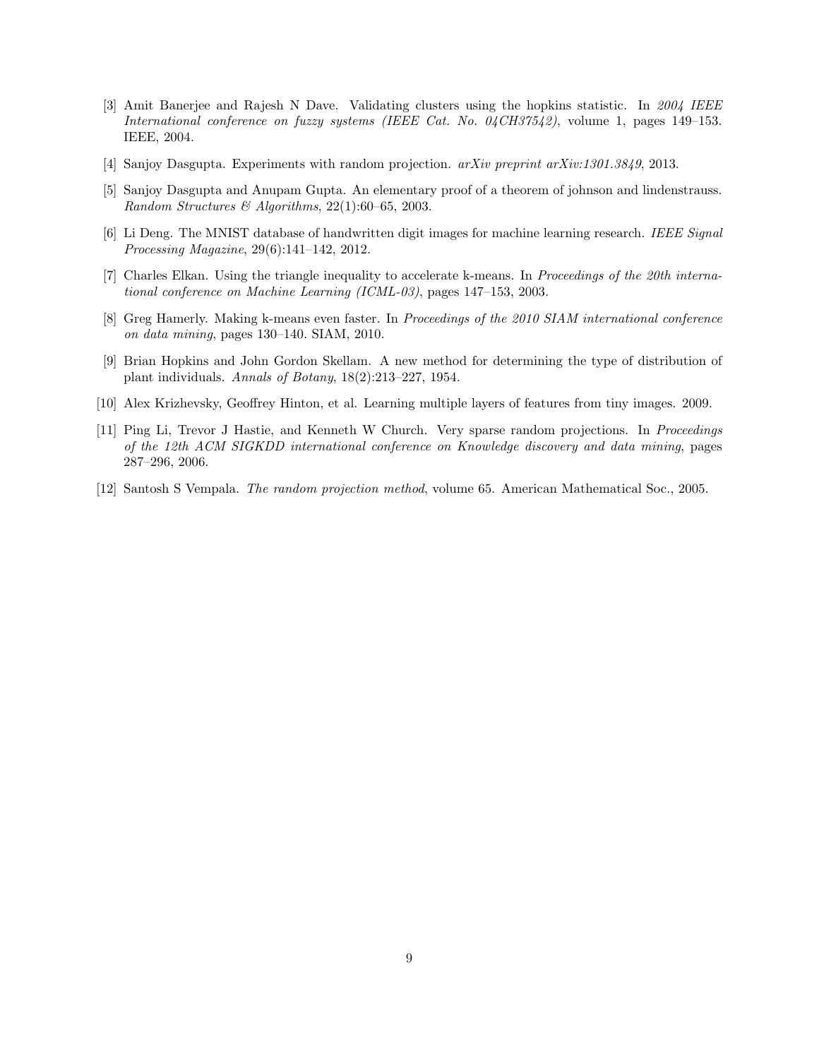[3] Amit Banerjee and Rajesh N Dave. Validating clusters using the hopkins statistic. In *2004 IEEE International conference on fuzzy systems (IEEE Cat. No. 04CH37542)*, volume 1, pages 149–153. IEEE, 2004.

[4] Sanjoy Dasgupta. Experiments with random projection. *arXiv preprint arXiv:1301.3849*, 2013.

[5] Sanjoy Dasgupta and Anupam Gupta. An elementary proof of a theorem of johnson and lindenstrauss. *Random Structures & Algorithms*, 22(1):60–65, 2003.

[6] Li Deng. The MNIST database of handwritten digit images for machine learning research. *IEEE Signal Processing Magazine*, 29(6):141–142, 2012.

[7] Charles Elkan. Using the triangle inequality to accelerate k-means. In *Proceedings of the 20th international conference on Machine Learning (ICML-03)*, pages 147–153, 2003.

[8] Greg Hamerly. Making k-means even faster. In *Proceedings of the 2010 SIAM international conference on data mining*, pages 130–140. SIAM, 2010.

[9] Brian Hopkins and John Gordon Skellam. A new method for determining the type of distribution of plant individuals. *Annals of Botany*, 18(2):213–227, 1954.

[10] Alex Krizhevsky, Geoffrey Hinton, et al. Learning multiple layers of features from tiny images. 2009.

[11] Ping Li, Trevor J Hastie, and Kenneth W Church. Very sparse random projections. In *Proceedings of the 12th ACM SIGKDD international conference on Knowledge discovery and data mining*, pages 287–296, 2006.

[12] Santosh S Vempala. *The random projection method*, volume 65. American Mathematical Soc., 2005.